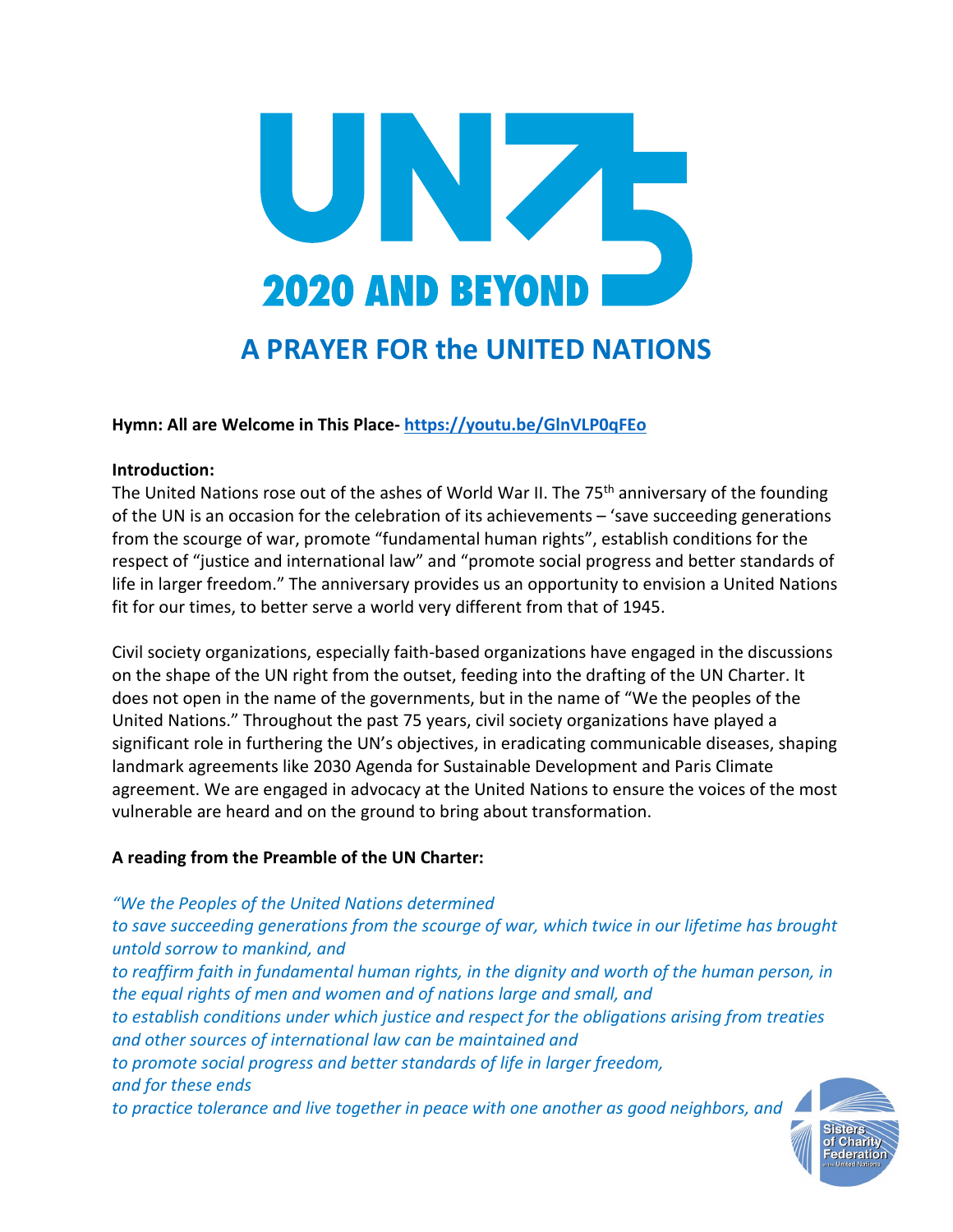# UN75 2020 AND BEYOND

# A PRAYER FOR the UNITED NATIONS

**Hymn: All are Welcome in This Place- https://youtu.be/GlnVLP0qFEo**

**Introduction:**

The United Nations rose out of the ashes of World War II. The 75th anniversary of the founding of the UN is an occasion for the celebration of its achievements – 'save succeeding generations from the scourge of war, promote "fundamental human rights", establish conditions for the respect of "justice and international law" and "promote social progress and better standards of life in larger freedom." The anniversary provides us an opportunity to envision a United Nations fit for our times, to better serve a world very different from that of 1945.

Civil society organizations, especially faith-based organizations have engaged in the discussions on the shape of the UN right from the outset, feeding into the drafting of the UN Charter. It does not open in the name of the governments, but in the name of "We the peoples of the United Nations." Throughout the past 75 years, civil society organizations have played a significant role in furthering the UN's objectives, in eradicating communicable diseases, shaping landmark agreements like 2030 Agenda for Sustainable Development and Paris Climate agreement. We are engaged in advocacy at the United Nations to ensure the voices of the most vulnerable are heard and on the ground to bring about transformation.

**A reading from the Preamble of the UN Charter:**

*"We the Peoples of the United Nations determined*
*to save succeeding generations from the scourge of war, which twice in our lifetime has brought untold sorrow to mankind, and*
*to reaffirm faith in fundamental human rights, in the dignity and worth of the human person, in the equal rights of men and women and of nations large and small, and*
*to establish conditions under which justice and respect for the obligations arising from treaties and other sources of international law can be maintained and*
*to promote social progress and better standards of life in larger freedom,*
*and for these ends*
*to practice tolerance and live together in peace with one another as good neighbors, and*

Sisters of Charity Federation at the United Nations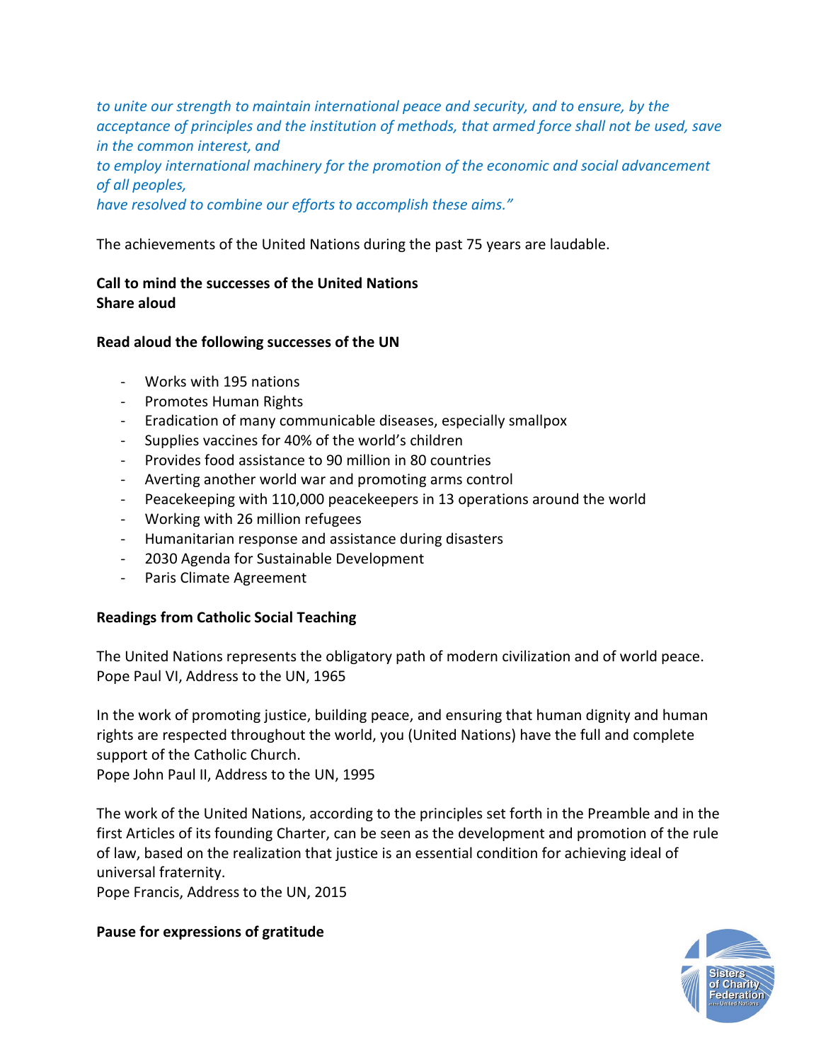*to unite our strength to maintain international peace and security, and to ensure, by the acceptance of principles and the institution of methods, that armed force shall not be used, save in the common interest, and*
*to employ international machinery for the promotion of the economic and social advancement of all peoples,*
*have resolved to combine our efforts to accomplish these aims."*

The achievements of the United Nations during the past 75 years are laudable.

**Call to mind the successes of the United Nations**
**Share aloud**

**Read aloud the following successes of the UN**

- Works with 195 nations
- Promotes Human Rights
- Eradication of many communicable diseases, especially smallpox
- Supplies vaccines for 40% of the world's children
- Provides food assistance to 90 million in 80 countries
- Averting another world war and promoting arms control
- Peacekeeping with 110,000 peacekeepers in 13 operations around the world
- Working with 26 million refugees
- Humanitarian response and assistance during disasters
- 2030 Agenda for Sustainable Development
- Paris Climate Agreement

**Readings from Catholic Social Teaching**

The United Nations represents the obligatory path of modern civilization and of world peace.
Pope Paul VI, Address to the UN, 1965

In the work of promoting justice, building peace, and ensuring that human dignity and human rights are respected throughout the world, you (United Nations) have the full and complete support of the Catholic Church.
Pope John Paul II, Address to the UN, 1995

The work of the United Nations, according to the principles set forth in the Preamble and in the first Articles of its founding Charter, can be seen as the development and promotion of the rule of law, based on the realization that justice is an essential condition for achieving ideal of universal fraternity.
Pope Francis, Address to the UN, 2015

**Pause for expressions of gratitude**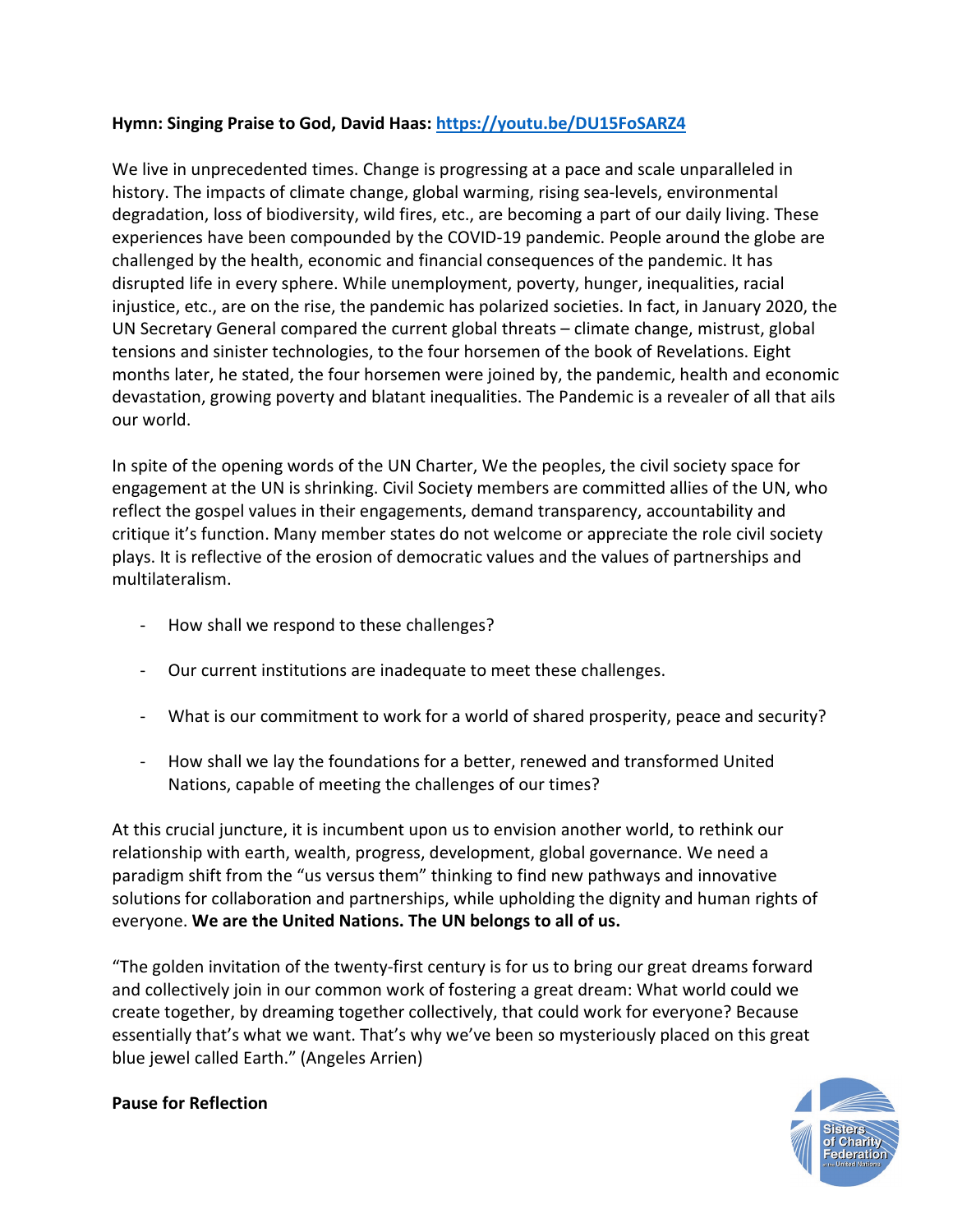**Hymn: Singing Praise to God, David Haas: https://youtu.be/DU15FoSARZ4**

We live in unprecedented times. Change is progressing at a pace and scale unparalleled in history. The impacts of climate change, global warming, rising sea-levels, environmental degradation, loss of biodiversity, wild fires, etc., are becoming a part of our daily living. These experiences have been compounded by the COVID-19 pandemic. People around the globe are challenged by the health, economic and financial consequences of the pandemic. It has disrupted life in every sphere. While unemployment, poverty, hunger, inequalities, racial injustice, etc., are on the rise, the pandemic has polarized societies. In fact, in January 2020, the UN Secretary General compared the current global threats – climate change, mistrust, global tensions and sinister technologies, to the four horsemen of the book of Revelations. Eight months later, he stated, the four horsemen were joined by, the pandemic, health and economic devastation, growing poverty and blatant inequalities. The Pandemic is a revealer of all that ails our world.

In spite of the opening words of the UN Charter, We the peoples, the civil society space for engagement at the UN is shrinking. Civil Society members are committed allies of the UN, who reflect the gospel values in their engagements, demand transparency, accountability and critique it's function. Many member states do not welcome or appreciate the role civil society plays. It is reflective of the erosion of democratic values and the values of partnerships and multilateralism.

- How shall we respond to these challenges?
- Our current institutions are inadequate to meet these challenges.
- What is our commitment to work for a world of shared prosperity, peace and security?
- How shall we lay the foundations for a better, renewed and transformed United Nations, capable of meeting the challenges of our times?

At this crucial juncture, it is incumbent upon us to envision another world, to rethink our relationship with earth, wealth, progress, development, global governance. We need a paradigm shift from the "us versus them" thinking to find new pathways and innovative solutions for collaboration and partnerships, while upholding the dignity and human rights of everyone. **We are the United Nations. The UN belongs to all of us.**

"The golden invitation of the twenty-first century is for us to bring our great dreams forward and collectively join in our common work of fostering a great dream: What world could we create together, by dreaming together collectively, that could work for everyone? Because essentially that's what we want. That's why we've been so mysteriously placed on this great blue jewel called Earth." (Angeles Arrien)

**Pause for Reflection**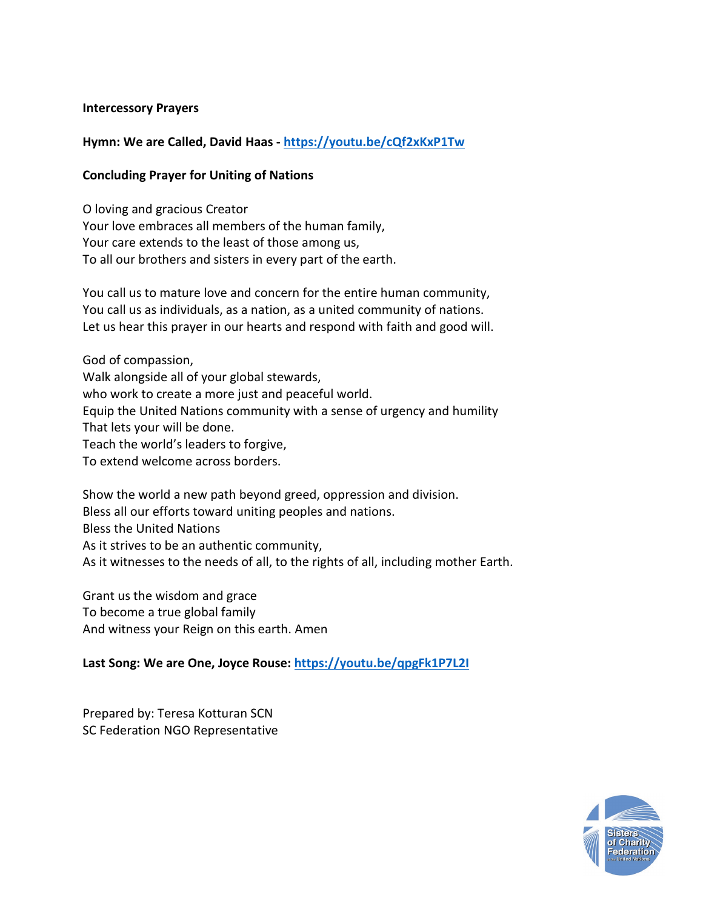**Intercessory Prayers**

**Hymn: We are Called, David Haas - [https://youtu.be/cQf2xKxP1Tw](https://youtu.be/cQf2xKxP1Tw)**

**Concluding Prayer for Uniting of Nations**

O loving and gracious Creator
Your love embraces all members of the human family,
Your care extends to the least of those among us,
To all our brothers and sisters in every part of the earth.

You call us to mature love and concern for the entire human community,
You call us as individuals, as a nation, as a united community of nations.
Let us hear this prayer in our hearts and respond with faith and good will.

God of compassion,
Walk alongside all of your global stewards,
who work to create a more just and peaceful world.
Equip the United Nations community with a sense of urgency and humility
That lets your will be done.
Teach the world's leaders to forgive,
To extend welcome across borders.

Show the world a new path beyond greed, oppression and division.
Bless all our efforts toward uniting peoples and nations.
Bless the United Nations
As it strives to be an authentic community,
As it witnesses to the needs of all, to the rights of all, including mother Earth.

Grant us the wisdom and grace
To become a true global family
And witness your Reign on this earth. Amen

**Last Song: We are One, Joyce Rouse: [https://youtu.be/qpgFk1P7L2I](https://youtu.be/qpgFk1P7L2I)**

Prepared by: Teresa Kotturan SCN
SC Federation NGO Representative

Sisters of Charity Federation at the United Nations